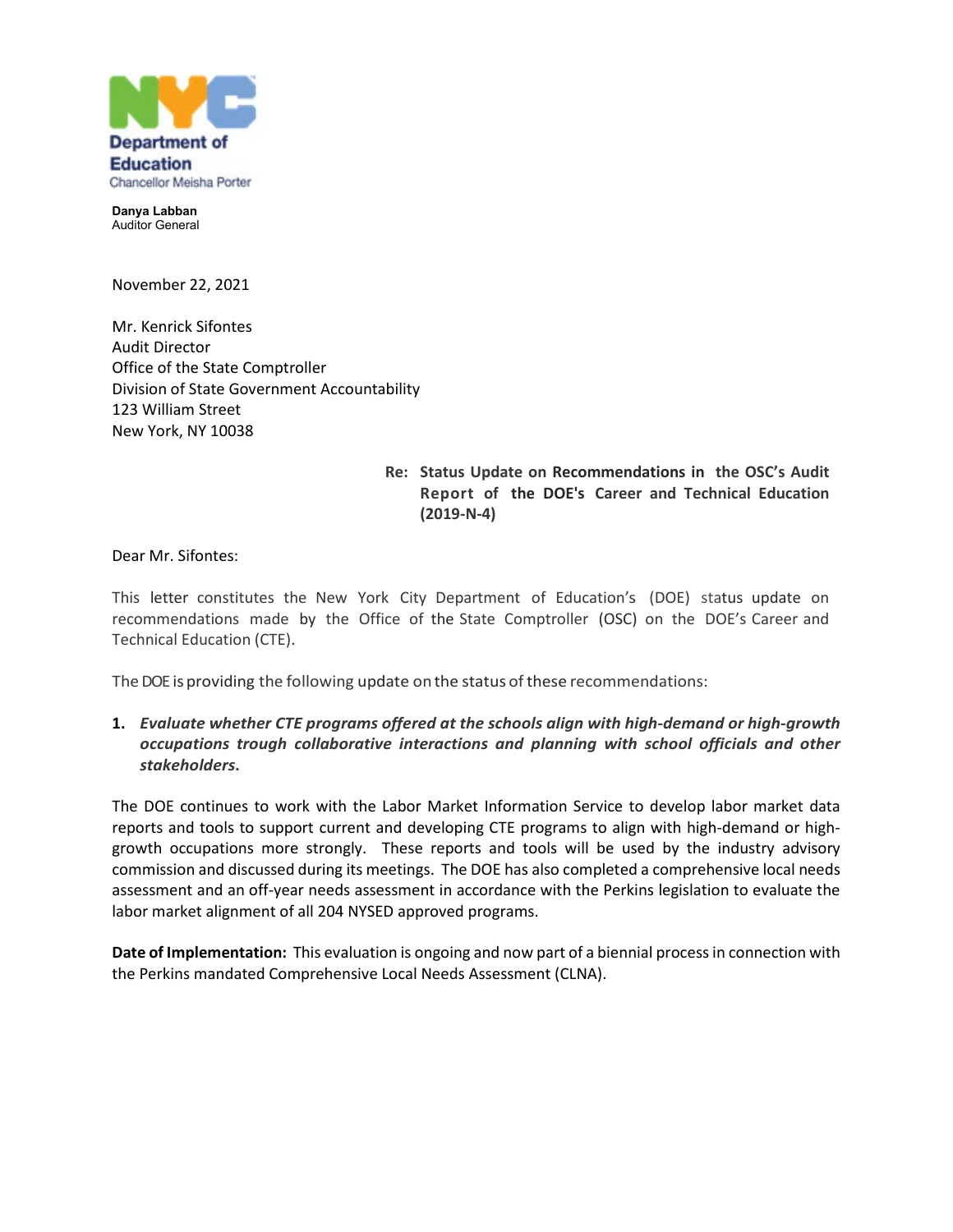NYC Department of Education
Chancellor Meisha Porter

**Danya Labban**
Auditor General

November 22, 2021

Mr. Kenrick Sifontes
Audit Director
Office of the State Comptroller
Division of State Government Accountability
123 William Street
New York, NY 10038

**Re: Status Update on Recommendations in the OSC's Audit Report of the DOE's Career and Technical Education (2019-N-4)**

Dear Mr. Sifontes:

This letter constitutes the New York City Department of Education's (DOE) status update on recommendations made by the Office of the State Comptroller (OSC) on the DOE's Career and Technical Education (CTE).

The DOE is providing the following update on the status of these recommendations:

1. ***Evaluate whether CTE programs offered at the schools align with high-demand or high-growth occupations trough collaborative interactions and planning with school officials and other stakeholders.***

The DOE continues to work with the Labor Market Information Service to develop labor market data reports and tools to support current and developing CTE programs to align with high-demand or high-growth occupations more strongly. These reports and tools will be used by the industry advisory commission and discussed during its meetings. The DOE has also completed a comprehensive local needs assessment and an off-year needs assessment in accordance with the Perkins legislation to evaluate the labor market alignment of all 204 NYSED approved programs.

**Date of Implementation:** This evaluation is ongoing and now part of a biennial process in connection with the Perkins mandated Comprehensive Local Needs Assessment (CLNA).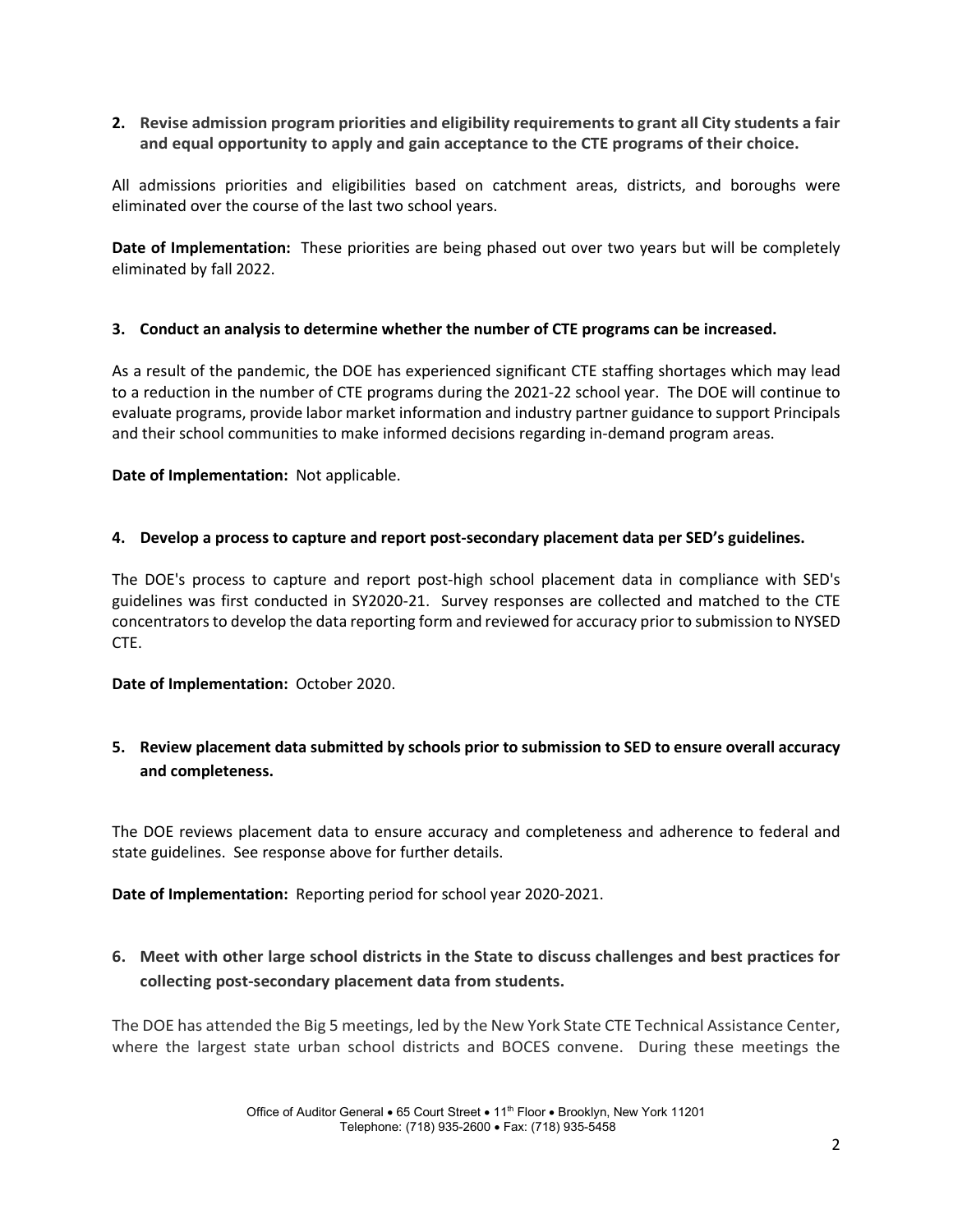**2. Revise admission program priorities and eligibility requirements to grant all City students a fair and equal opportunity to apply and gain acceptance to the CTE programs of their choice.**

All admissions priorities and eligibilities based on catchment areas, districts, and boroughs were eliminated over the course of the last two school years.

**Date of Implementation:** These priorities are being phased out over two years but will be completely eliminated by fall 2022.

**3. Conduct an analysis to determine whether the number of CTE programs can be increased.**

As a result of the pandemic, the DOE has experienced significant CTE staffing shortages which may lead to a reduction in the number of CTE programs during the 2021-22 school year. The DOE will continue to evaluate programs, provide labor market information and industry partner guidance to support Principals and their school communities to make informed decisions regarding in-demand program areas.

**Date of Implementation:** Not applicable.

**4. Develop a process to capture and report post-secondary placement data per SED's guidelines.**

The DOE's process to capture and report post-high school placement data in compliance with SED's guidelines was first conducted in SY2020-21. Survey responses are collected and matched to the CTE concentrators to develop the data reporting form and reviewed for accuracy prior to submission to NYSED CTE.

**Date of Implementation:** October 2020.

**5. Review placement data submitted by schools prior to submission to SED to ensure overall accuracy and completeness.**

The DOE reviews placement data to ensure accuracy and completeness and adherence to federal and state guidelines. See response above for further details.

**Date of Implementation:** Reporting period for school year 2020-2021.

**6. Meet with other large school districts in the State to discuss challenges and best practices for collecting post-secondary placement data from students.**

The DOE has attended the Big 5 meetings, led by the New York State CTE Technical Assistance Center, where the largest state urban school districts and BOCES convene. During these meetings the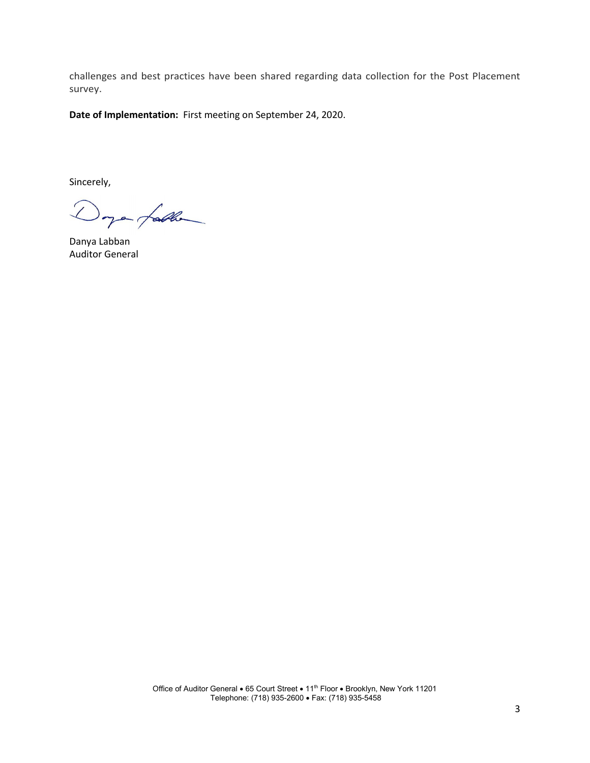challenges and best practices have been shared regarding data collection for the Post Placement survey.

**Date of Implementation:** First meeting on September 24, 2020.

Sincerely,

Danya Labban
Auditor General

Office of Auditor General • 65 Court Street • 11th Floor • Brooklyn, New York 11201
Telephone: (718) 935-2600 • Fax: (718) 935-5458